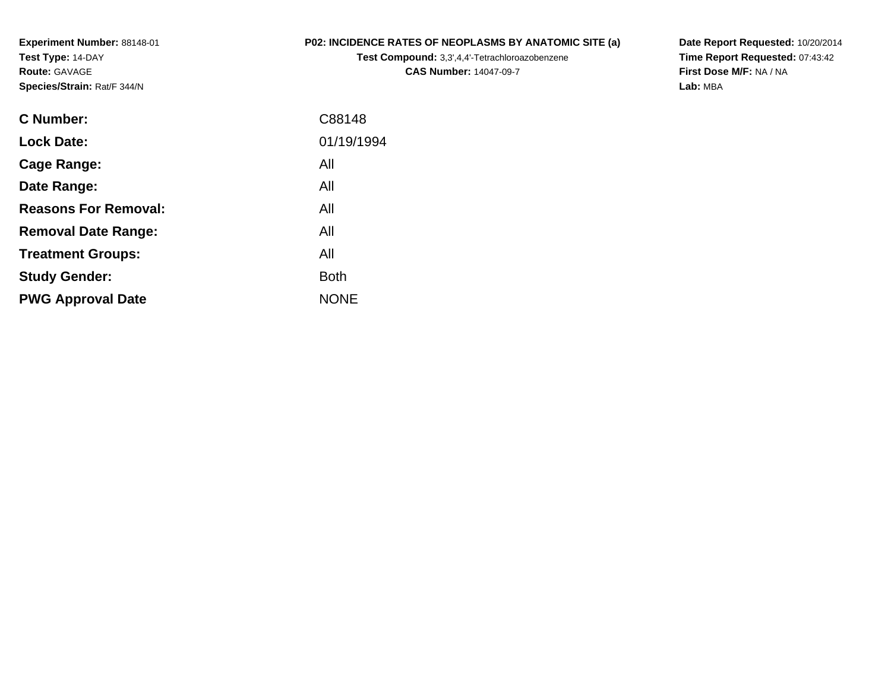**Experiment Number:** 88148-01
**Test Type:** 14-DAY
**Route:** GAVAGE
**Species/Strain:** Rat/F 344/N

**P02: INCIDENCE RATES OF NEOPLASMS BY ANATOMIC SITE (a)**
**Test Compound:** 3,3',4,4'-Tetrachloroazobenzene
**CAS Number:** 14047-09-7

**Date Report Requested:** 10/20/2014
**Time Report Requested:** 07:43:42
**First Dose M/F:** NA / NA
**Lab:** MBA

| | |
|---|---|
| **C Number:** | C88148 |
| **Lock Date:** | 01/19/1994 |
| **Cage Range:** | All |
| **Date Range:** | All |
| **Reasons For Removal:** | All |
| **Removal Date Range:** | All |
| **Treatment Groups:** | All |
| **Study Gender:** | Both |
| **PWG Approval Date** | NONE |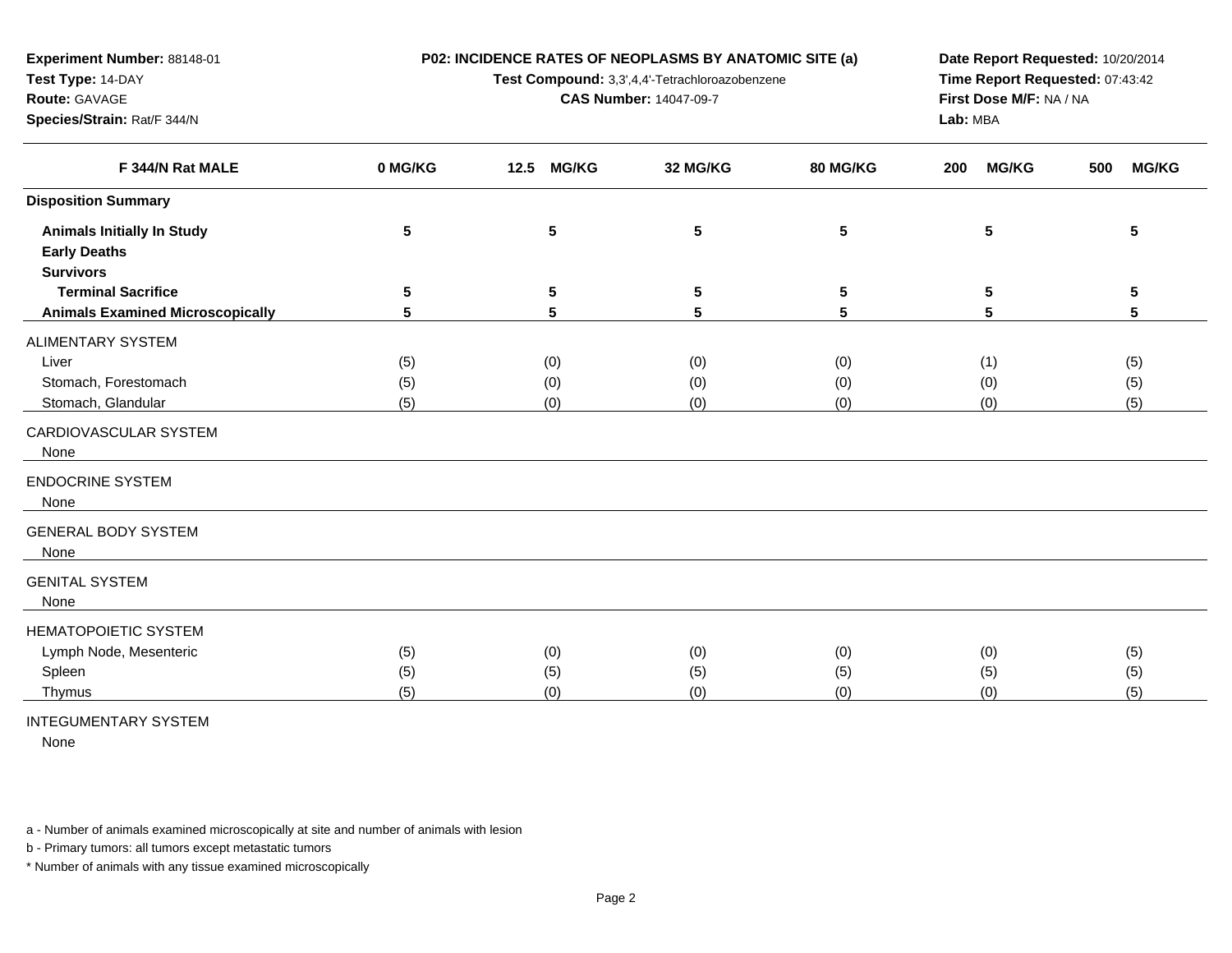**Experiment Number:** 88148-01
**Test Type:** 14-DAY
**Route:** GAVAGE
**Species/Strain:** Rat/F 344/N

**P02: INCIDENCE RATES OF NEOPLASMS BY ANATOMIC SITE (a)**
**Test Compound:** 3,3',4,4'-Tetrachloroazobenzene
**CAS Number:** 14047-09-7

**Date Report Requested:** 10/20/2014
**Time Report Requested:** 07:43:42
**First Dose M/F:** NA / NA
**Lab:** MBA

| F 344/N Rat MALE | 0 MG/KG | 12.5 MG/KG | 32 MG/KG | 80 MG/KG | 200 MG/KG | 500 MG/KG |
|---|---|---|---|---|---|---|
| **Disposition Summary** | | | | | | |
| **Animals Initially In Study** | 5 | 5 | 5 | 5 | 5 | 5 |
| **Early Deaths** | | | | | | |
| **Survivors** | | | | | | |
| **Terminal Sacrifice** | 5 | 5 | 5 | 5 | 5 | 5 |
| **Animals Examined Microscopically** | 5 | 5 | 5 | 5 | 5 | 5 |
| ALIMENTARY SYSTEM | | | | | | |
| Liver | (5) | (0) | (0) | (0) | (1) | (5) |
| Stomach, Forestomach | (5) | (0) | (0) | (0) | (0) | (5) |
| Stomach, Glandular | (5) | (0) | (0) | (0) | (0) | (5) |
| CARDIOVASCULAR SYSTEM | | | | | | |
| None | | | | | | |
| ENDOCRINE SYSTEM | | | | | | |
| None | | | | | | |
| GENERAL BODY SYSTEM | | | | | | |
| None | | | | | | |
| GENITAL SYSTEM | | | | | | |
| None | | | | | | |
| HEMATOPOIETIC SYSTEM | | | | | | |
| Lymph Node, Mesenteric | (5) | (0) | (0) | (0) | (0) | (5) |
| Spleen | (5) | (5) | (5) | (5) | (5) | (5) |
| Thymus | (5) | (0) | (0) | (0) | (0) | (5) |
| INTEGUMENTARY SYSTEM | | | | | | |
| None | | | | | | |

a - Number of animals examined microscopically at site and number of animals with lesion

b - Primary tumors: all tumors except metastatic tumors

* Number of animals with any tissue examined microscopically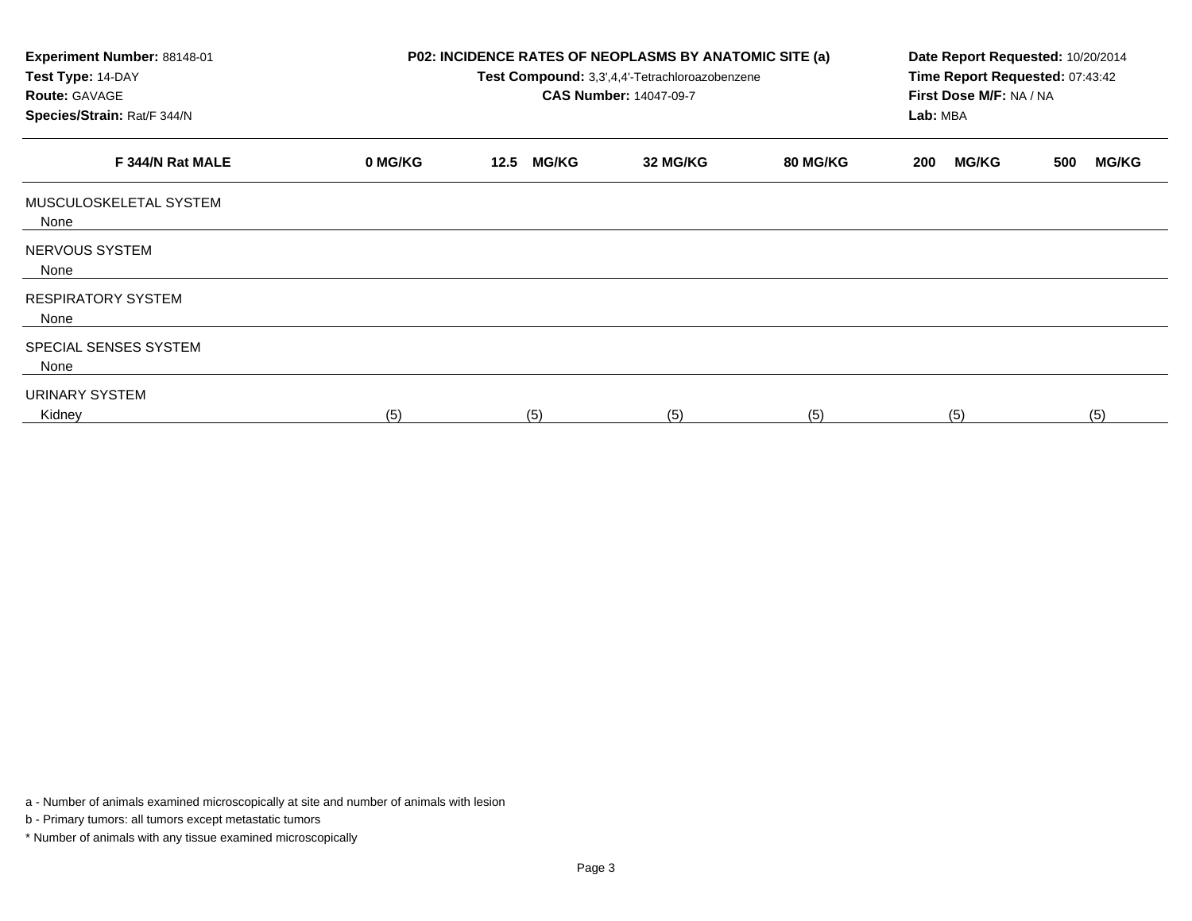| Experiment Number: 88148-01 | P02: INCIDENCE RATES OF NEOPLASMS BY ANATOMIC SITE (a) | Date Report Requested: 10/20/2014 |
|---|---|---|
| Test Type: 14-DAY | Test Compound: 3,3',4,4'-Tetrachloroazobenzene | Time Report Requested: 07:43:42 |
| Route: GAVAGE | CAS Number: 14047-09-7 | First Dose M/F: NA / NA |
| Species/Strain: Rat/F 344/N | | Lab: MBA |

| F 344/N Rat MALE | 0 MG/KG | 12.5 MG/KG | 32 MG/KG | 80 MG/KG | 200 MG/KG | 500 MG/KG |
|---|---|---|---|---|---|---|
| MUSCULOSKELETAL SYSTEM | | | | | | |
| None | | | | | | |
| NERVOUS SYSTEM | | | | | | |
| None | | | | | | |
| RESPIRATORY SYSTEM | | | | | | |
| None | | | | | | |
| SPECIAL SENSES SYSTEM | | | | | | |
| None | | | | | | |
| URINARY SYSTEM | | | | | | |
| Kidney | (5) | (5) | (5) | (5) | (5) | (5) |

a - Number of animals examined microscopically at site and number of animals with lesion

b - Primary tumors: all tumors except metastatic tumors

* Number of animals with any tissue examined microscopically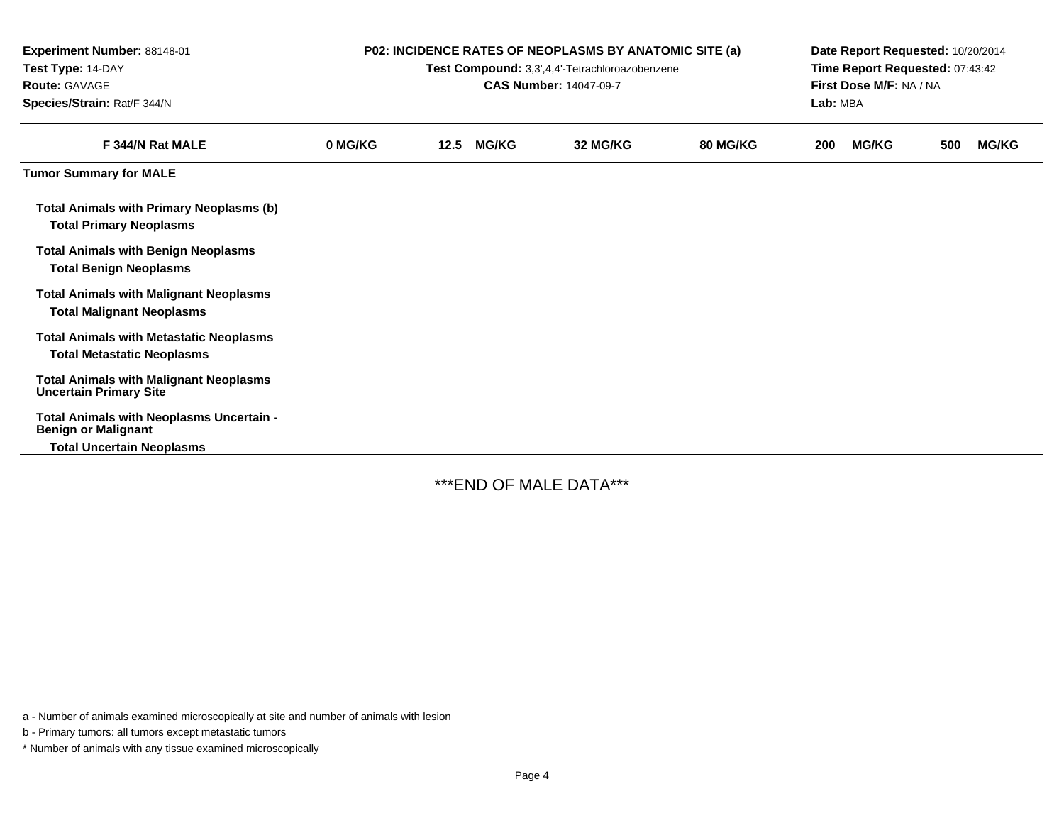**Experiment Number:** 88148-01
**Test Type:** 14-DAY
**Route:** GAVAGE
**Species/Strain:** Rat/F 344/N

**P02: INCIDENCE RATES OF NEOPLASMS BY ANATOMIC SITE (a)**
**Test Compound:** 3,3',4,4'-Tetrachloroazobenzene
**CAS Number:** 14047-09-7

**Date Report Requested:** 10/20/2014
**Time Report Requested:** 07:43:42
**First Dose M/F:** NA / NA
**Lab:** MBA

| F 344/N Rat MALE | 0 MG/KG | 12.5 MG/KG | 32 MG/KG | 80 MG/KG | 200 MG/KG | 500 MG/KG |
|---|---|---|---|---|---|---|
| **Tumor Summary for MALE** | | | | | | |
| **Total Animals with Primary Neoplasms (b)** | | | | | | |
| **Total Primary Neoplasms** | | | | | | |
| **Total Animals with Benign Neoplasms** | | | | | | |
| **Total Benign Neoplasms** | | | | | | |
| **Total Animals with Malignant Neoplasms** | | | | | | |
| **Total Malignant Neoplasms** | | | | | | |
| **Total Animals with Metastatic Neoplasms** | | | | | | |
| **Total Metastatic Neoplasms** | | | | | | |
| **Total Animals with Malignant Neoplasms Uncertain Primary Site** | | | | | | |
| **Total Animals with Neoplasms Uncertain - Benign or Malignant** | | | | | | |
| **Total Uncertain Neoplasms** | | | | | | |

***END OF MALE DATA***

a - Number of animals examined microscopically at site and number of animals with lesion

b - Primary tumors: all tumors except metastatic tumors

* Number of animals with any tissue examined microscopically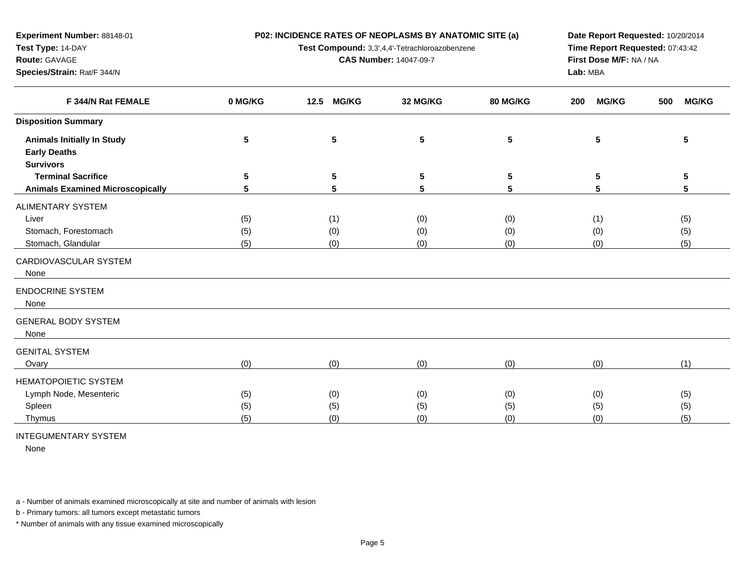**Experiment Number:** 88148-01
**Test Type:** 14-DAY
**Route:** GAVAGE
**Species/Strain:** Rat/F 344/N

**P02: INCIDENCE RATES OF NEOPLASMS BY ANATOMIC SITE (a)**
**Test Compound:** 3,3',4,4'-Tetrachloroazobenzene
**CAS Number:** 14047-09-7

**Date Report Requested:** 10/20/2014
**Time Report Requested:** 07:43:42
**First Dose M/F:** NA / NA
**Lab:** MBA

| F 344/N Rat FEMALE | 0 MG/KG | 12.5 MG/KG | 32 MG/KG | 80 MG/KG | 200 MG/KG | 500 MG/KG |
|---|---|---|---|---|---|---|
| **Disposition Summary** | | | | | | |
| **Animals Initially In Study** | 5 | 5 | 5 | 5 | 5 | 5 |
| **Early Deaths** | | | | | | |
| **Survivors** | | | | | | |
| **Terminal Sacrifice** | 5 | 5 | 5 | 5 | 5 | 5 |
| **Animals Examined Microscopically** | 5 | 5 | 5 | 5 | 5 | 5 |
| ALIMENTARY SYSTEM | | | | | | |
| Liver | (5) | (1) | (0) | (0) | (1) | (5) |
| Stomach, Forestomach | (5) | (0) | (0) | (0) | (0) | (5) |
| Stomach, Glandular | (5) | (0) | (0) | (0) | (0) | (5) |
| CARDIOVASCULAR SYSTEM | | | | | | |
| None | | | | | | |
| ENDOCRINE SYSTEM | | | | | | |
| None | | | | | | |
| GENERAL BODY SYSTEM | | | | | | |
| None | | | | | | |
| GENITAL SYSTEM | | | | | | |
| Ovary | (0) | (0) | (0) | (0) | (0) | (1) |
| HEMATOPOIETIC SYSTEM | | | | | | |
| Lymph Node, Mesenteric | (5) | (0) | (0) | (0) | (0) | (5) |
| Spleen | (5) | (5) | (5) | (5) | (5) | (5) |
| Thymus | (5) | (0) | (0) | (0) | (0) | (5) |
| INTEGUMENTARY SYSTEM | | | | | | |
| None | | | | | | |

a - Number of animals examined microscopically at site and number of animals with lesion

b - Primary tumors: all tumors except metastatic tumors

* Number of animals with any tissue examined microscopically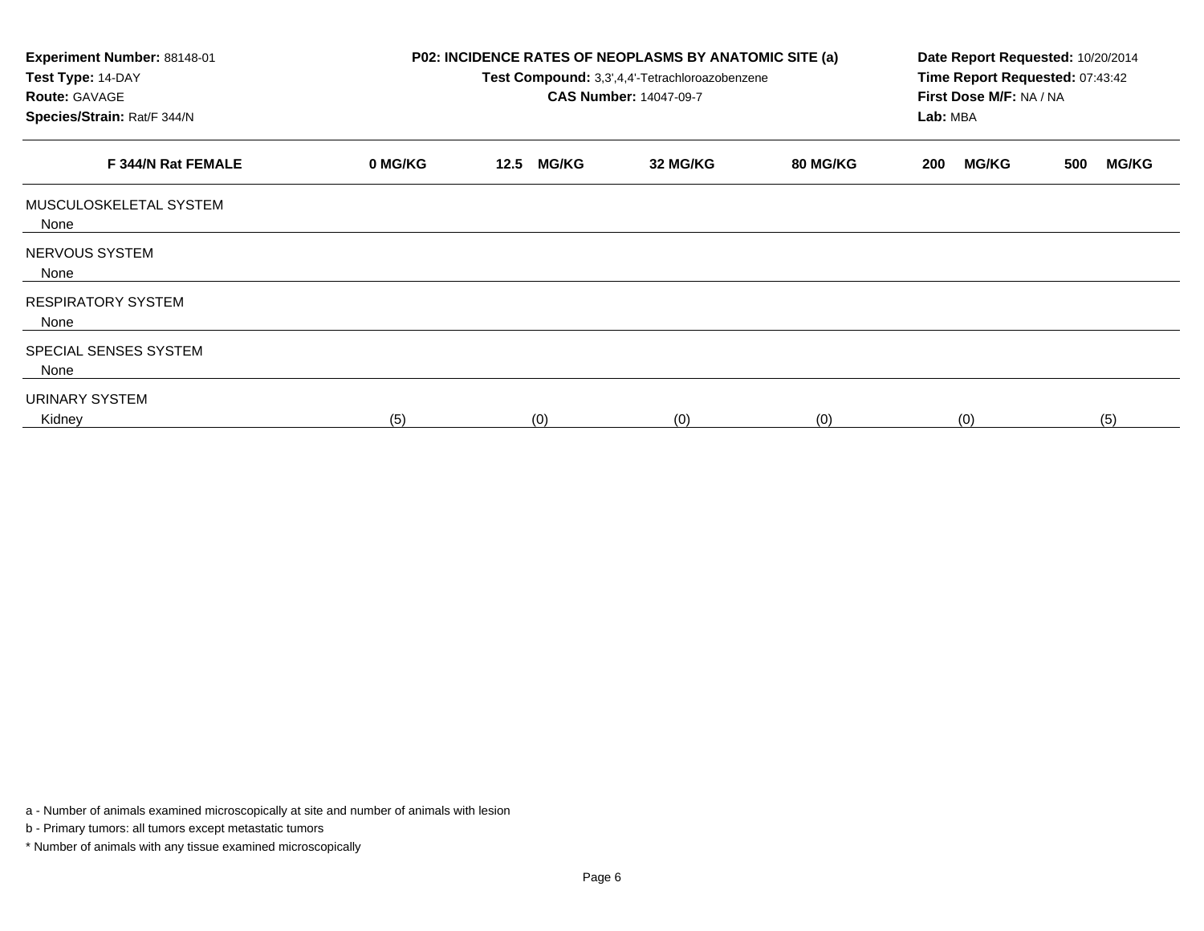**Experiment Number:** 88148-01
**Test Type:** 14-DAY
**Route:** GAVAGE
**Species/Strain:** Rat/F 344/N

**P02: INCIDENCE RATES OF NEOPLASMS BY ANATOMIC SITE (a)**
**Test Compound:** 3,3',4,4'-Tetrachloroazobenzene
**CAS Number:** 14047-09-7

**Date Report Requested:** 10/20/2014
**Time Report Requested:** 07:43:42
**First Dose M/F:** NA / NA
**Lab:** MBA

| F 344/N Rat FEMALE | 0 MG/KG | 12.5 MG/KG | 32 MG/KG | 80 MG/KG | 200 MG/KG | 500 MG/KG |
|---|---|---|---|---|---|---|
| MUSCULOSKELETAL SYSTEM | | | | | | |
| None | | | | | | |
| NERVOUS SYSTEM | | | | | | |
| None | | | | | | |
| RESPIRATORY SYSTEM | | | | | | |
| None | | | | | | |
| SPECIAL SENSES SYSTEM | | | | | | |
| None | | | | | | |
| URINARY SYSTEM | | | | | | |
| Kidney | (5) | (0) | (0) | (0) | (0) | (5) |

a - Number of animals examined microscopically at site and number of animals with lesion

b - Primary tumors: all tumors except metastatic tumors

* Number of animals with any tissue examined microscopically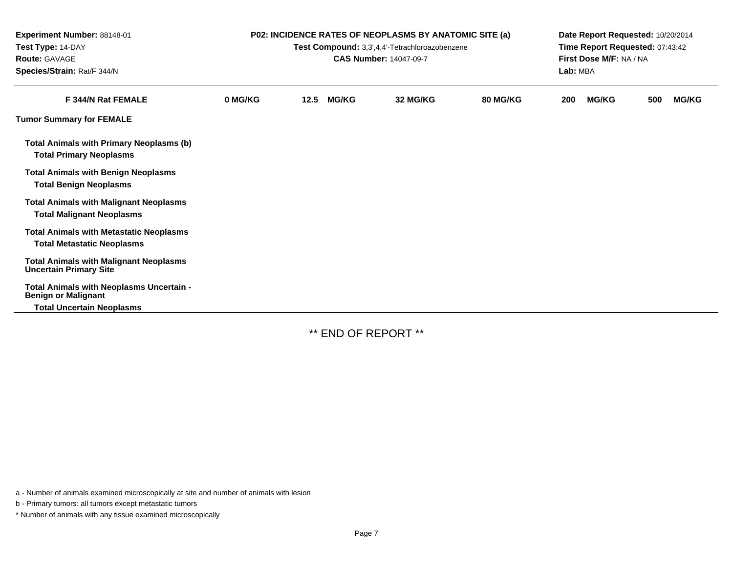**Experiment Number:** 88148-01
**Test Type:** 14-DAY
**Route:** GAVAGE
**Species/Strain:** Rat/F 344/N

**P02: INCIDENCE RATES OF NEOPLASMS BY ANATOMIC SITE (a)**
**Test Compound:** 3,3',4,4'-Tetrachloroazobenzene
**CAS Number:** 14047-09-7

**Date Report Requested:** 10/20/2014
**Time Report Requested:** 07:43:42
**First Dose M/F:** NA / NA
**Lab:** MBA

| F 344/N Rat FEMALE | 0 MG/KG | 12.5 MG/KG | 32 MG/KG | 80 MG/KG | 200 MG/KG | 500 MG/KG |
|---|---|---|---|---|---|---|
| **Tumor Summary for FEMALE** | | | | | | |
| **Total Animals with Primary Neoplasms (b)** | | | | | | |
| **Total Primary Neoplasms** | | | | | | |
| **Total Animals with Benign Neoplasms** | | | | | | |
| **Total Benign Neoplasms** | | | | | | |
| **Total Animals with Malignant Neoplasms** | | | | | | |
| **Total Malignant Neoplasms** | | | | | | |
| **Total Animals with Metastatic Neoplasms** | | | | | | |
| **Total Metastatic Neoplasms** | | | | | | |
| **Total Animals with Malignant Neoplasms Uncertain Primary Site** | | | | | | |
| **Total Animals with Neoplasms Uncertain - Benign or Malignant** | | | | | | |
| **Total Uncertain Neoplasms** | | | | | | |

** END OF REPORT **

a - Number of animals examined microscopically at site and number of animals with lesion

b - Primary tumors: all tumors except metastatic tumors

* Number of animals with any tissue examined microscopically